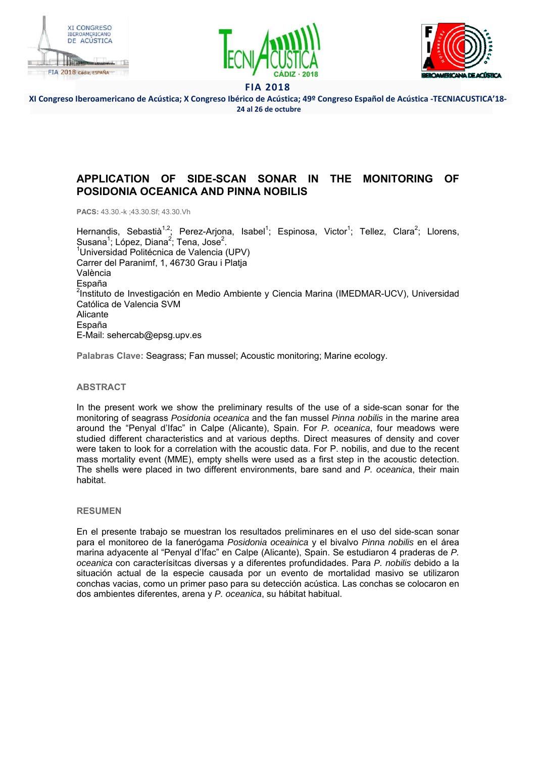# APPLICATION OF SIDE-SCAN SONAR IN THE MONITORING OF POSIDONIA OCEANICA AND PINNA NOBILIS

**PACS:** 43.30.-k ;43.30.Sf; 43.30.Vh

Hernandis, Sebastià[1,2]; Perez-Arjona, Isabel[1]; Espinosa, Victor[1]; Tellez, Clara[2]; Llorens, Susana[1]; López, Diana[2]; Tena, Jose[2].
[1]Universidad Politécnica de Valencia (UPV)
Carrer del Paranimf, 1, 46730 Grau i Platja
València
España
[2]Instituto de Investigación en Medio Ambiente y Ciencia Marina (IMEDMAR-UCV), Universidad Católica de Valencia SVM
Alicante
España
E-Mail: sehercab@epsg.upv.es

**Palabras Clave:** Seagrass; Fan mussel; Acoustic monitoring; Marine ecology.

## ABSTRACT

In the present work we show the preliminary results of the use of a side-scan sonar for the monitoring of seagrass *Posidonia oceanica* and the fan mussel *Pinna nobilis* in the marine area around the "Penyal d'Ifac" in Calpe (Alicante), Spain. For *P. oceanica*, four meadows were studied different characteristics and at various depths. Direct measures of density and cover were taken to look for a correlation with the acoustic data. For P. nobilis, and due to the recent mass mortality event (MME), empty shells were used as a first step in the acoustic detection. The shells were placed in two different environments, bare sand and *P. oceanica*, their main habitat.

## RESUMEN

En el presente trabajo se muestran los resultados preliminares en el uso del side-scan sonar para el monitoreo de la fanerógama *Posidonia oceainica* y el bivalvo *Pinna nobilis* en el área marina adyacente al "Penyal d'Ifac" en Calpe (Alicante), Spain. Se estudiaron 4 praderas de *P. oceanica* con caracterísitcas diversas y a diferentes profundidades. Para *P. nobilis* debido a la situación actual de la especie causada por un evento de mortalidad masivo se utilizaron conchas vacias, como un primer paso para su detección acústica. Las conchas se colocaron en dos ambientes diferentes, arena y *P. oceanica*, su hábitat habitual.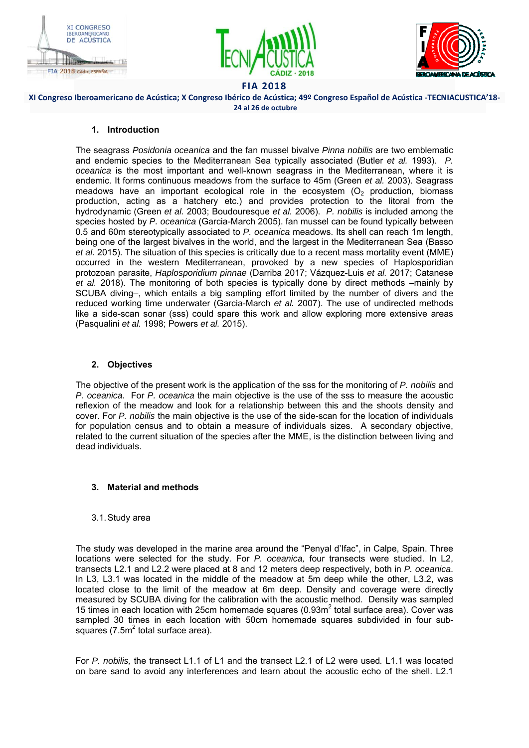## 1. Introduction

The seagrass *Posidonia oceanica* and the fan mussel bivalve *Pinna nobilis* are two emblematic and endemic species to the Mediterranean Sea typically associated (Butler *et al.* 1993). *P. oceanica* is the most important and well-known seagrass in the Mediterranean, where it is endemic. It forms continuous meadows from the surface to 45m (Green *et al.* 2003). Seagrass meadows have an important ecological role in the ecosystem ($O_2$ production, biomass production, acting as a hatchery etc.) and provides protection to the litoral from the hydrodynamic (Green *et al.* 2003; Boudouresque *et al.* 2006). *P. nobilis* is included among the species hosted by *P. oceanica* (Garcia-March 2005). fan mussel can be found typically between 0.5 and 60m stereotypically associated to *P. oceanica* meadows. Its shell can reach 1m length, being one of the largest bivalves in the world, and the largest in the Mediterranean Sea (Basso *et al.* 2015). The situation of this species is critically due to a recent mass mortality event (MME) occurred in the western Mediterranean, provoked by a new species of Haplosporidian protozoan parasite, *Haplosporidium pinnae* (Darriba 2017; Vázquez-Luis *et al.* 2017; Catanese *et al.* 2018). The monitoring of both species is typically done by direct methods –mainly by SCUBA diving–, which entails a big sampling effort limited by the number of divers and the reduced working time underwater (Garcia-March *et al.* 2007). The use of undirected methods like a side-scan sonar (sss) could spare this work and allow exploring more extensive areas (Pasqualini *et al.* 1998; Powers *et al.* 2015).

## 2. Objectives

The objective of the present work is the application of the sss for the monitoring of *P. nobilis* and *P. oceanica.* For *P. oceanica* the main objective is the use of the sss to measure the acoustic reflexion of the meadow and look for a relationship between this and the shoots density and cover. For *P. nobilis* the main objective is the use of the side-scan for the location of individuals for population census and to obtain a measure of individuals sizes. A secondary objective, related to the current situation of the species after the MME, is the distinction between living and dead individuals.

## 3. Material and methods

### 3.1. Study area

The study was developed in the marine area around the "Penyal d'Ifac", in Calpe, Spain. Three locations were selected for the study. For *P. oceanica,* four transects were studied. In L2, transects L2.1 and L2.2 were placed at 8 and 12 meters deep respectively, both in *P. oceanica*. In L3, L3.1 was located in the middle of the meadow at 5m deep while the other, L3.2, was located close to the limit of the meadow at 6m deep. Density and coverage were directly measured by SCUBA diving for the calibration with the acoustic method. Density was sampled 15 times in each location with 25cm homemade squares (0.93$m^2$ total surface area). Cover was sampled 30 times in each location with 50cm homemade squares subdivided in four sub-squares (7.5$m^2$ total surface area).

For *P. nobilis,* the transect L1.1 of L1 and the transect L2.1 of L2 were used. L1.1 was located on bare sand to avoid any interferences and learn about the acoustic echo of the shell. L2.1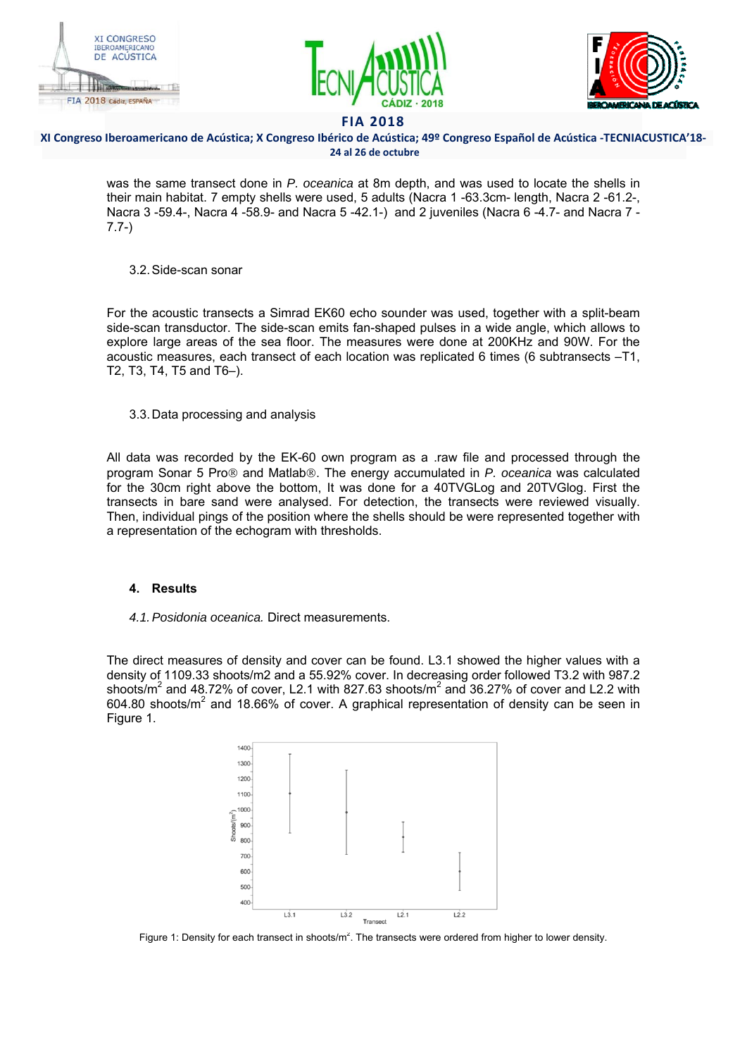was the same transect done in *P. oceanica* at 8m depth, and was used to locate the shells in their main habitat. 7 empty shells were used, 5 adults (Nacra 1 -63.3cm- length, Nacra 2 -61.2-, Nacra 3 -59.4-, Nacra 4 -58.9- and Nacra 5 -42.1-) and 2 juveniles (Nacra 6 -4.7- and Nacra 7 -7.7-)

### 3.2. Side-scan sonar

For the acoustic transects a Simrad EK60 echo sounder was used, together with a split-beam side-scan transductor. The side-scan emits fan-shaped pulses in a wide angle, which allows to explore large areas of the sea floor. The measures were done at 200KHz and 90W. For the acoustic measures, each transect of each location was replicated 6 times (6 subtransects –T1, T2, T3, T4, T5 and T6–).

### 3.3. Data processing and analysis

All data was recorded by the EK-60 own program as a .raw file and processed through the program Sonar 5 Pro® and Matlab®. The energy accumulated in *P. oceanica* was calculated for the 30cm right above the bottom, It was done for a 40TVGLog and 20TVGlog. First the transects in bare sand were analysed. For detection, the transects were reviewed visually. Then, individual pings of the position where the shells should be were represented together with a representation of the echogram with thresholds.

## 4. Results

### *4.1. Posidonia oceanica.* Direct measurements.

The direct measures of density and cover can be found. L3.1 showed the higher values with a density of 1109.33 shoots/m2 and a 55.92% cover. In decreasing order followed T3.2 with 987.2 shoots/m$^2$ and 48.72% of cover, L2.1 with 827.63 shoots/m$^2$ and 36.27% of cover and L2.2 with 604.80 shoots/m$^2$ and 18.66% of cover. A graphical representation of density can be seen in Figure 1.

Figure 1: Density for each transect in shoots/m$^2$. The transects were ordered from higher to lower density.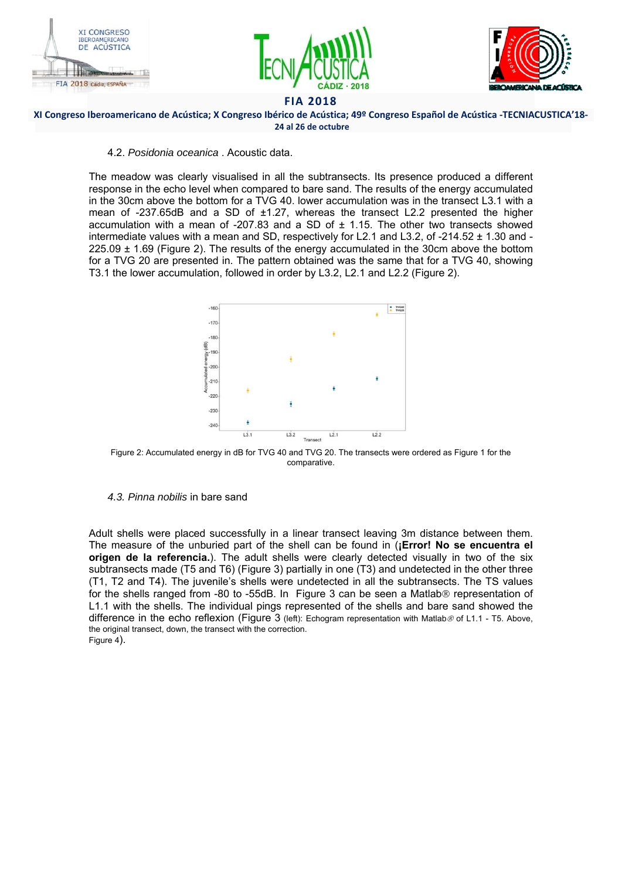4.2. *Posidonia oceanica* . Acoustic data.

The meadow was clearly visualised in all the subtransects. Its presence produced a different response in the echo level when compared to bare sand. The results of the energy accumulated in the 30cm above the bottom for a TVG 40. lower accumulation was in the transect L3.1 with a mean of -237.65dB and a SD of ±1.27, whereas the transect L2.2 presented the higher accumulation with a mean of -207.83 and a SD of ± 1.15. The other two transects showed intermediate values with a mean and SD, respectively for L2.1 and L3.2, of -214.52 ± 1.30 and -225.09 ± 1.69 (Figure 2). The results of the energy accumulated in the 30cm above the bottom for a TVG 20 are presented in. The pattern obtained was the same that for a TVG 40, showing T3.1 the lower accumulation, followed in order by L3.2, L2.1 and L2.2 (Figure 2).

Figure 2: Accumulated energy in dB for TVG 40 and TVG 20. The transects were ordered as Figure 1 for the comparative.

*4.3. Pinna nobilis* in bare sand

Adult shells were placed successfully in a linear transect leaving 3m distance between them. The measure of the unburied part of the shell can be found in (**¡Error! No se encuentra el origen de la referencia.**). The adult shells were clearly detected visually in two of the six subtransects made (T5 and T6) (Figure 3) partially in one (T3) and undetected in the other three (T1, T2 and T4). The juvenile's shells were undetected in all the subtransects. The TS values for the shells ranged from -80 to -55dB. In Figure 3 can be seen a Matlab® representation of L1.1 with the shells. The individual pings represented of the shells and bare sand showed the difference in the echo reflexion (Figure 3 (left): Echogram representation with Matlab® of L1.1 - T5. Above, the original transect, down, the transect with the correction.
Figure 4).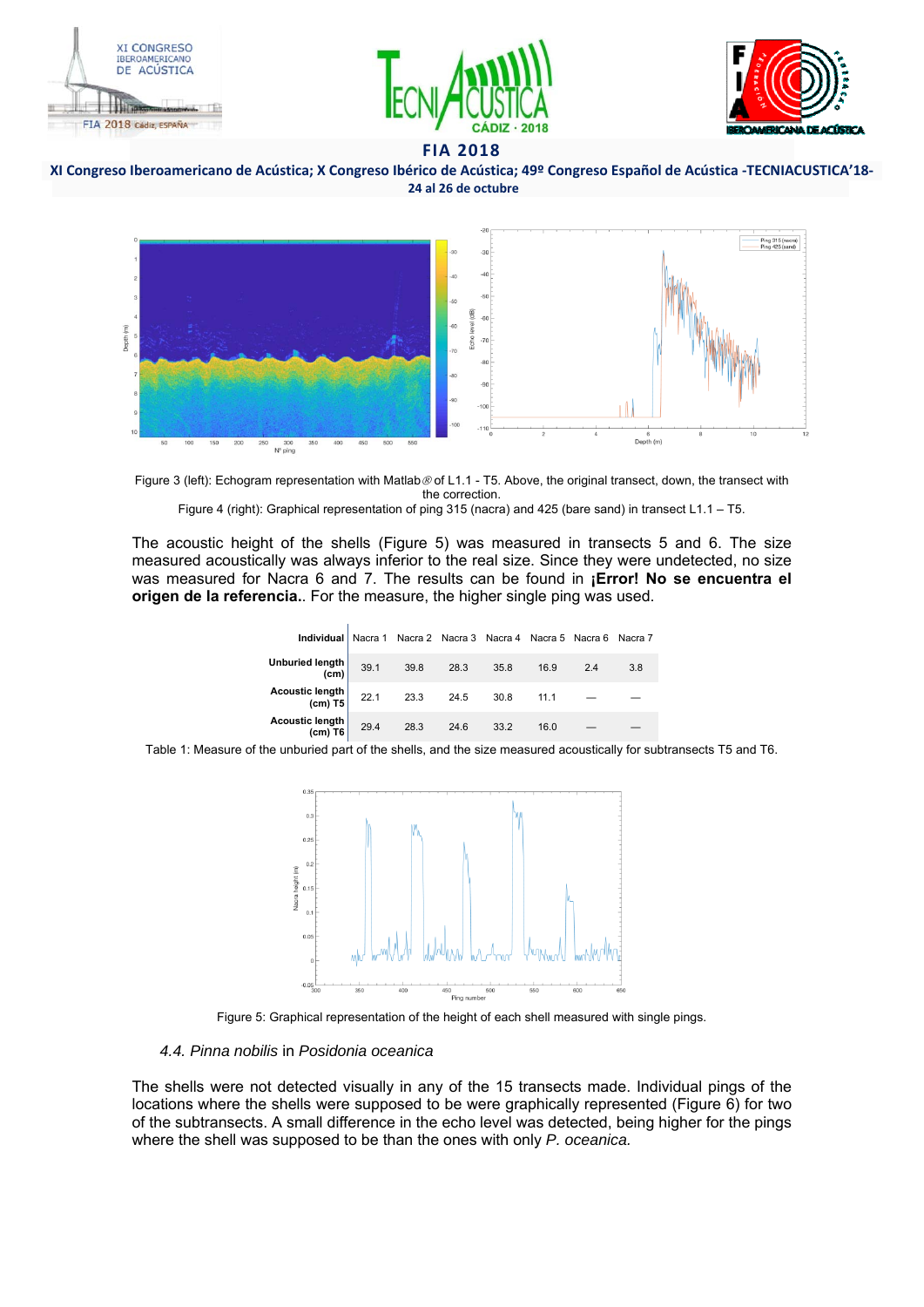Figure 3 (left): Echogram representation with Matlab® of L1.1 - T5. Above, the original transect, down, the transect with the correction.

Figure 4 (right): Graphical representation of ping 315 (nacra) and 425 (bare sand) in transect L1.1 – T5.

The acoustic height of the shells (Figure 5) was measured in transects 5 and 6. The size measured acoustically was always inferior to the real size. Since they were undetected, no size was measured for Nacra 6 and 7. The results can be found in **¡Error! No se encuentra el origen de la referencia.**. For the measure, the higher single ping was used.

| Individual | Nacra 1 | Nacra 2 | Nacra 3 | Nacra 4 | Nacra 5 | Nacra 6 | Nacra 7 |
|---|---|---|---|---|---|---|---|
| **Unburied length (cm)** | 39.1 | 39.8 | 28.3 | 35.8 | 16.9 | 2.4 | 3.8 |
| **Acoustic length (cm) T5** | 22.1 | 23.3 | 24.5 | 30.8 | 11.1 | — | — |
| **Acoustic length (cm) T6** | 29.4 | 28.3 | 24.6 | 33.2 | 16.0 | — | — |

Table 1: Measure of the unburied part of the shells, and the size measured acoustically for subtransects T5 and T6.

Figure 5: Graphical representation of the height of each shell measured with single pings.

### 4.4. *Pinna nobilis* in *Posidonia oceanica*

The shells were not detected visually in any of the 15 transects made. Individual pings of the locations where the shells were supposed to be were graphically represented (Figure 6) for two of the subtransects. A small difference in the echo level was detected, being higher for the pings where the shell was supposed to be than the ones with only *P. oceanica.*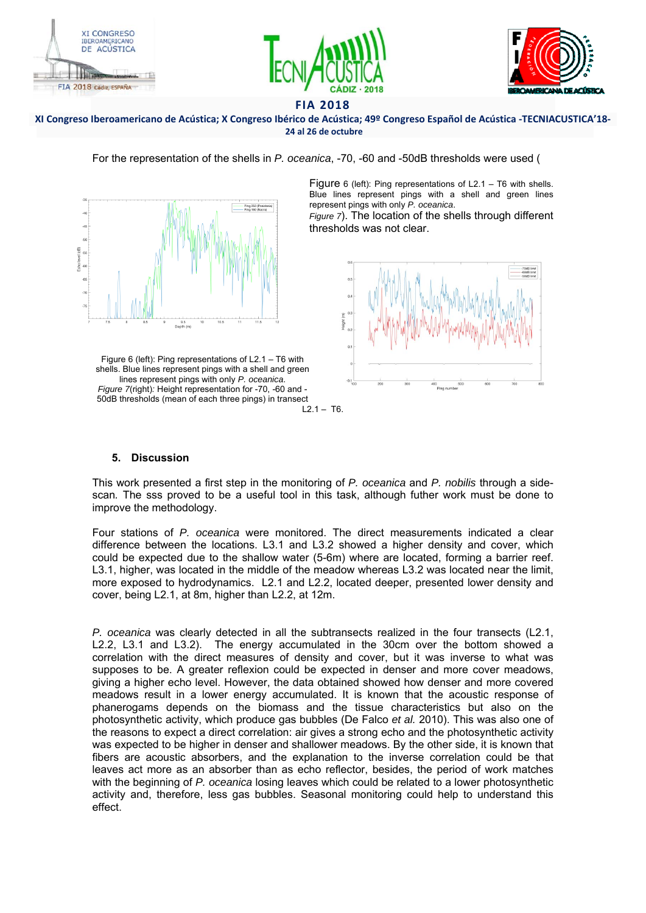For the representation of the shells in *P. oceanica*, -70, -60 and -50dB thresholds were used (

Figure 6 (left): Ping representations of L2.1 – T6 with shells. Blue lines represent pings with a shell and green lines represent pings with only *P. oceanica*.
*Figure 7*). The location of the shells through different thresholds was not clear.

Figure 6 (left): Ping representations of L2.1 – T6 with shells. Blue lines represent pings with a shell and green lines represent pings with only *P. oceanica*.
*Figure 7*(right)*:* Height representation for -70, -60 and -50dB thresholds (mean of each three pings) in transect L2.1 – T6.

## 5. Discussion

This work presented a first step in the monitoring of *P. oceanica* and *P. nobilis* through a side-scan. The sss proved to be a useful tool in this task, although futher work must be done to improve the methodology.

Four stations of *P. oceanica* were monitored. The direct measurements indicated a clear difference between the locations. L3.1 and L3.2 showed a higher density and cover, which could be expected due to the shallow water (5-6m) where are located, forming a barrier reef. L3.1, higher, was located in the middle of the meadow whereas L3.2 was located near the limit, more exposed to hydrodynamics. L2.1 and L2.2, located deeper, presented lower density and cover, being L2.1, at 8m, higher than L2.2, at 12m.

*P. oceanica* was clearly detected in all the subtransects realized in the four transects (L2.1, L2.2, L3.1 and L3.2). The energy accumulated in the 30cm over the bottom showed a correlation with the direct measures of density and cover, but it was inverse to what was supposes to be. A greater reflexion could be expected in denser and more cover meadows, giving a higher echo level. However, the data obtained showed how denser and more covered meadows result in a lower energy accumulated. It is known that the acoustic response of phanerogams depends on the biomass and the tissue characteristics but also on the photosynthetic activity, which produce gas bubbles (De Falco *et al.* 2010). This was also one of the reasons to expect a direct correlation: air gives a strong echo and the photosynthetic activity was expected to be higher in denser and shallower meadows. By the other side, it is known that fibers are acoustic absorbers, and the explanation to the inverse correlation could be that leaves act more as an absorber than as echo reflector, besides, the period of work matches with the beginning of *P. oceanica* losing leaves which could be related to a lower photosynthetic activity and, therefore, less gas bubbles. Seasonal monitoring could help to understand this effect.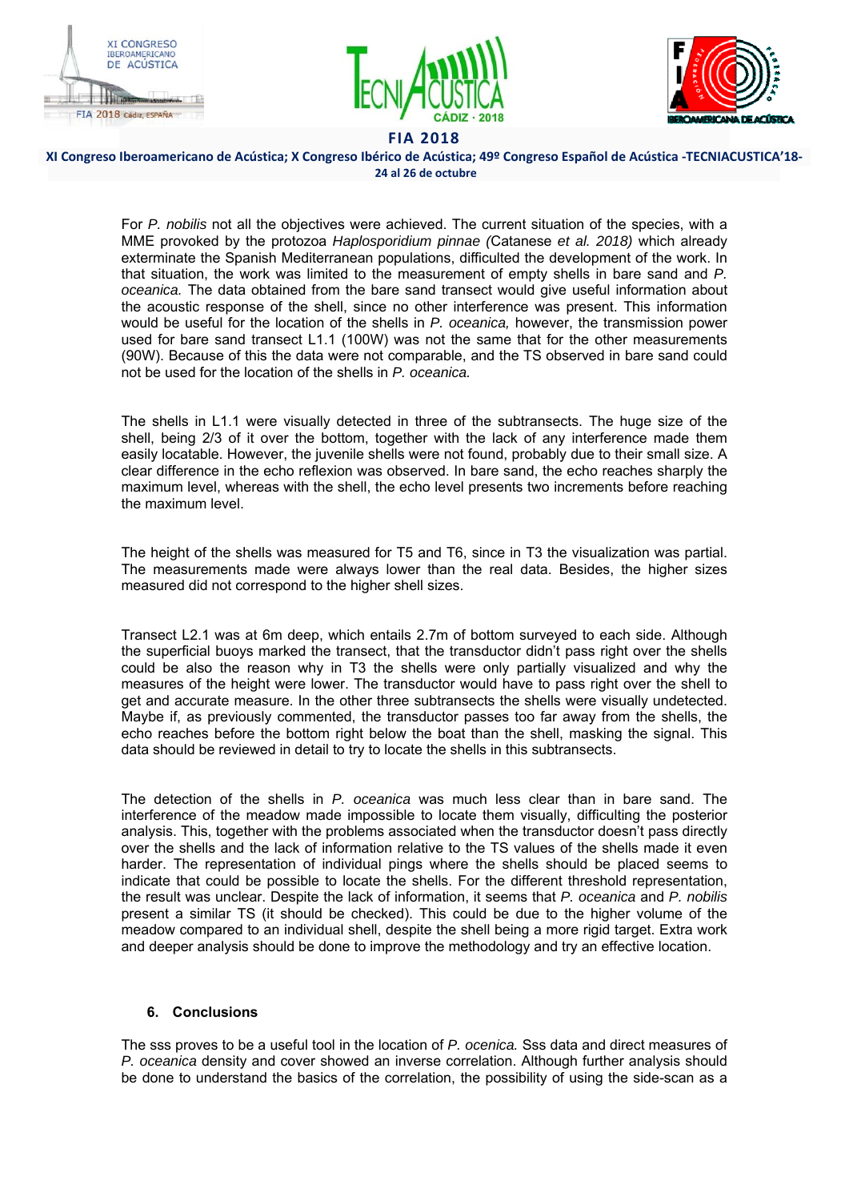For *P. nobilis* not all the objectives were achieved. The current situation of the species, with a MME provoked by the protozoa *Haplosporidium pinnae (*Catanese *et al. 2018)* which already exterminate the Spanish Mediterranean populations, difficulted the development of the work. In that situation, the work was limited to the measurement of empty shells in bare sand and *P. oceanica.* The data obtained from the bare sand transect would give useful information about the acoustic response of the shell, since no other interference was present. This information would be useful for the location of the shells in *P. oceanica,* however, the transmission power used for bare sand transect L1.1 (100W) was not the same that for the other measurements (90W). Because of this the data were not comparable, and the TS observed in bare sand could not be used for the location of the shells in *P. oceanica.*

The shells in L1.1 were visually detected in three of the subtransects. The huge size of the shell, being 2/3 of it over the bottom, together with the lack of any interference made them easily locatable. However, the juvenile shells were not found, probably due to their small size. A clear difference in the echo reflexion was observed. In bare sand, the echo reaches sharply the maximum level, whereas with the shell, the echo level presents two increments before reaching the maximum level.

The height of the shells was measured for T5 and T6, since in T3 the visualization was partial. The measurements made were always lower than the real data. Besides, the higher sizes measured did not correspond to the higher shell sizes.

Transect L2.1 was at 6m deep, which entails 2.7m of bottom surveyed to each side. Although the superficial buoys marked the transect, that the transductor didn't pass right over the shells could be also the reason why in T3 the shells were only partially visualized and why the measures of the height were lower. The transductor would have to pass right over the shell to get and accurate measure. In the other three subtransects the shells were visually undetected. Maybe if, as previously commented, the transductor passes too far away from the shells, the echo reaches before the bottom right below the boat than the shell, masking the signal. This data should be reviewed in detail to try to locate the shells in this subtransects.

The detection of the shells in *P. oceanica* was much less clear than in bare sand. The interference of the meadow made impossible to locate them visually, difficulting the posterior analysis. This, together with the problems associated when the transductor doesn't pass directly over the shells and the lack of information relative to the TS values of the shells made it even harder. The representation of individual pings where the shells should be placed seems to indicate that could be possible to locate the shells. For the different threshold representation, the result was unclear. Despite the lack of information, it seems that *P. oceanica* and *P. nobilis* present a similar TS (it should be checked). This could be due to the higher volume of the meadow compared to an individual shell, despite the shell being a more rigid target. Extra work and deeper analysis should be done to improve the methodology and try an effective location.

## 6. Conclusions

The sss proves to be a useful tool in the location of *P. ocenica.* Sss data and direct measures of *P. oceanica* density and cover showed an inverse correlation. Although further analysis should be done to understand the basics of the correlation, the possibility of using the side-scan as a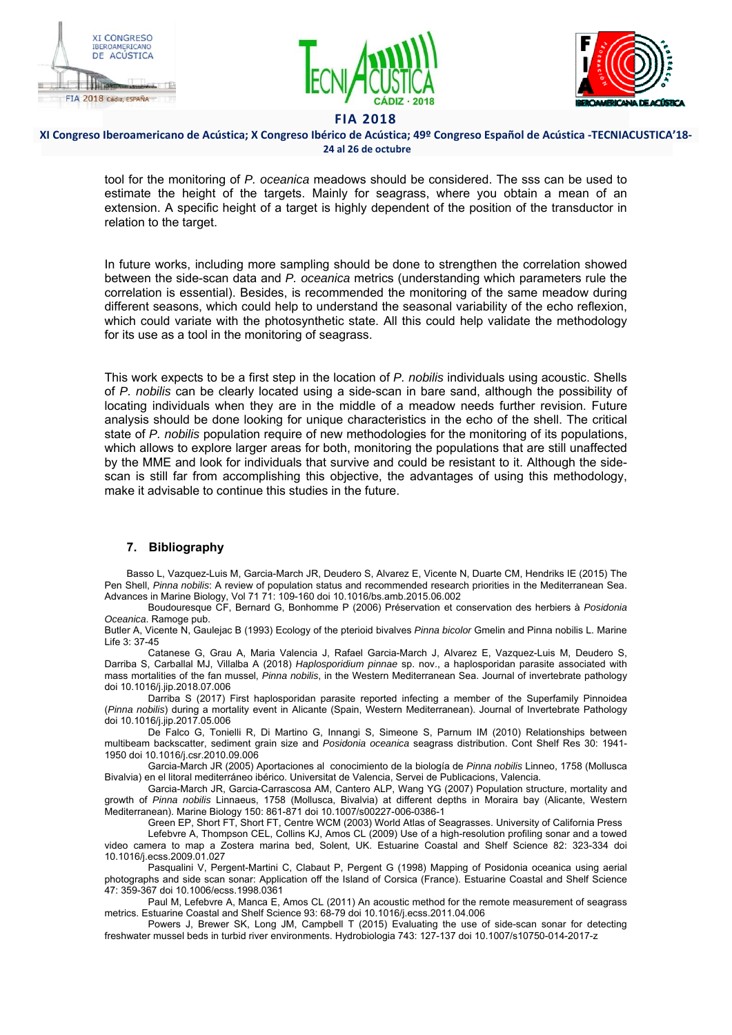tool for the monitoring of *P. oceanica* meadows should be considered. The sss can be used to estimate the height of the targets. Mainly for seagrass, where you obtain a mean of an extension. A specific height of a target is highly dependent of the position of the transductor in relation to the target.

In future works, including more sampling should be done to strengthen the correlation showed between the side-scan data and *P. oceanica* metrics (understanding which parameters rule the correlation is essential). Besides, is recommended the monitoring of the same meadow during different seasons, which could help to understand the seasonal variability of the echo reflexion, which could variate with the photosynthetic state. All this could help validate the methodology for its use as a tool in the monitoring of seagrass.

This work expects to be a first step in the location of *P. nobilis* individuals using acoustic. Shells of *P. nobilis* can be clearly located using a side-scan in bare sand, although the possibility of locating individuals when they are in the middle of a meadow needs further revision. Future analysis should be done looking for unique characteristics in the echo of the shell. The critical state of *P. nobilis* population require of new methodologies for the monitoring of its populations, which allows to explore larger areas for both, monitoring the populations that are still unaffected by the MME and look for individuals that survive and could be resistant to it. Although the side-scan is still far from accomplishing this objective, the advantages of using this methodology, make it advisable to continue this studies in the future.

## 7. Bibliography

Basso L, Vazquez-Luis M, Garcia-March JR, Deudero S, Alvarez E, Vicente N, Duarte CM, Hendriks IE (2015) The Pen Shell, *Pinna nobilis*: A review of population status and recommended research priorities in the Mediterranean Sea. Advances in Marine Biology, Vol 71 71: 109-160 doi 10.1016/bs.amb.2015.06.002

Boudouresque CF, Bernard G, Bonhomme P (2006) Préservation et conservation des herbiers à *Posidonia Oceanica*. Ramoge pub.

Butler A, Vicente N, Gaulejac B (1993) Ecology of the pterioid bivalves *Pinna bicolor* Gmelin and Pinna nobilis L. Marine Life 3: 37-45

Catanese G, Grau A, Maria Valencia J, Rafael Garcia-March J, Alvarez E, Vazquez-Luis M, Deudero S, Darriba S, Carballal MJ, Villalba A (2018) *Haplosporidium pinnae* sp. nov., a haplosporidan parasite associated with mass mortalities of the fan mussel, *Pinna nobilis*, in the Western Mediterranean Sea. Journal of invertebrate pathology doi 10.1016/j.jip.2018.07.006

Darriba S (2017) First haplosporidan parasite reported infecting a member of the Superfamily Pinnoidea (*Pinna nobilis*) during a mortality event in Alicante (Spain, Western Mediterranean). Journal of Invertebrate Pathology doi 10.1016/j.jip.2017.05.006

De Falco G, Tonielli R, Di Martino G, Innangi S, Simeone S, Parnum IM (2010) Relationships between multibeam backscatter, sediment grain size and *Posidonia oceanica* seagrass distribution. Cont Shelf Res 30: 1941-1950 doi 10.1016/j.csr.2010.09.006

Garcia-March JR (2005) Aportaciones al conocimiento de la biología de *Pinna nobilis* Linneo, 1758 (Mollusca Bivalvia) en el litoral mediterráneo ibérico. Universitat de Valencia, Servei de Publicacions, Valencia.

Garcia-March JR, Garcia-Carrascosa AM, Cantero ALP, Wang YG (2007) Population structure, mortality and growth of *Pinna nobilis* Linnaeus, 1758 (Mollusca, Bivalvia) at different depths in Moraira bay (Alicante, Western Mediterranean). Marine Biology 150: 861-871 doi 10.1007/s00227-006-0386-1

Green EP, Short FT, Short FT, Centre WCM (2003) World Atlas of Seagrasses. University of California Press

Lefebvre A, Thompson CEL, Collins KJ, Amos CL (2009) Use of a high-resolution profiling sonar and a towed video camera to map a Zostera marina bed, Solent, UK. Estuarine Coastal and Shelf Science 82: 323-334 doi 10.1016/j.ecss.2009.01.027

Pasqualini V, Pergent-Martini C, Clabaut P, Pergent G (1998) Mapping of Posidonia oceanica using aerial photographs and side scan sonar: Application off the Island of Corsica (France). Estuarine Coastal and Shelf Science 47: 359-367 doi 10.1006/ecss.1998.0361

Paul M, Lefebvre A, Manca E, Amos CL (2011) An acoustic method for the remote measurement of seagrass metrics. Estuarine Coastal and Shelf Science 93: 68-79 doi 10.1016/j.ecss.2011.04.006

Powers J, Brewer SK, Long JM, Campbell T (2015) Evaluating the use of side-scan sonar for detecting freshwater mussel beds in turbid river environments. Hydrobiologia 743: 127-137 doi 10.1007/s10750-014-2017-z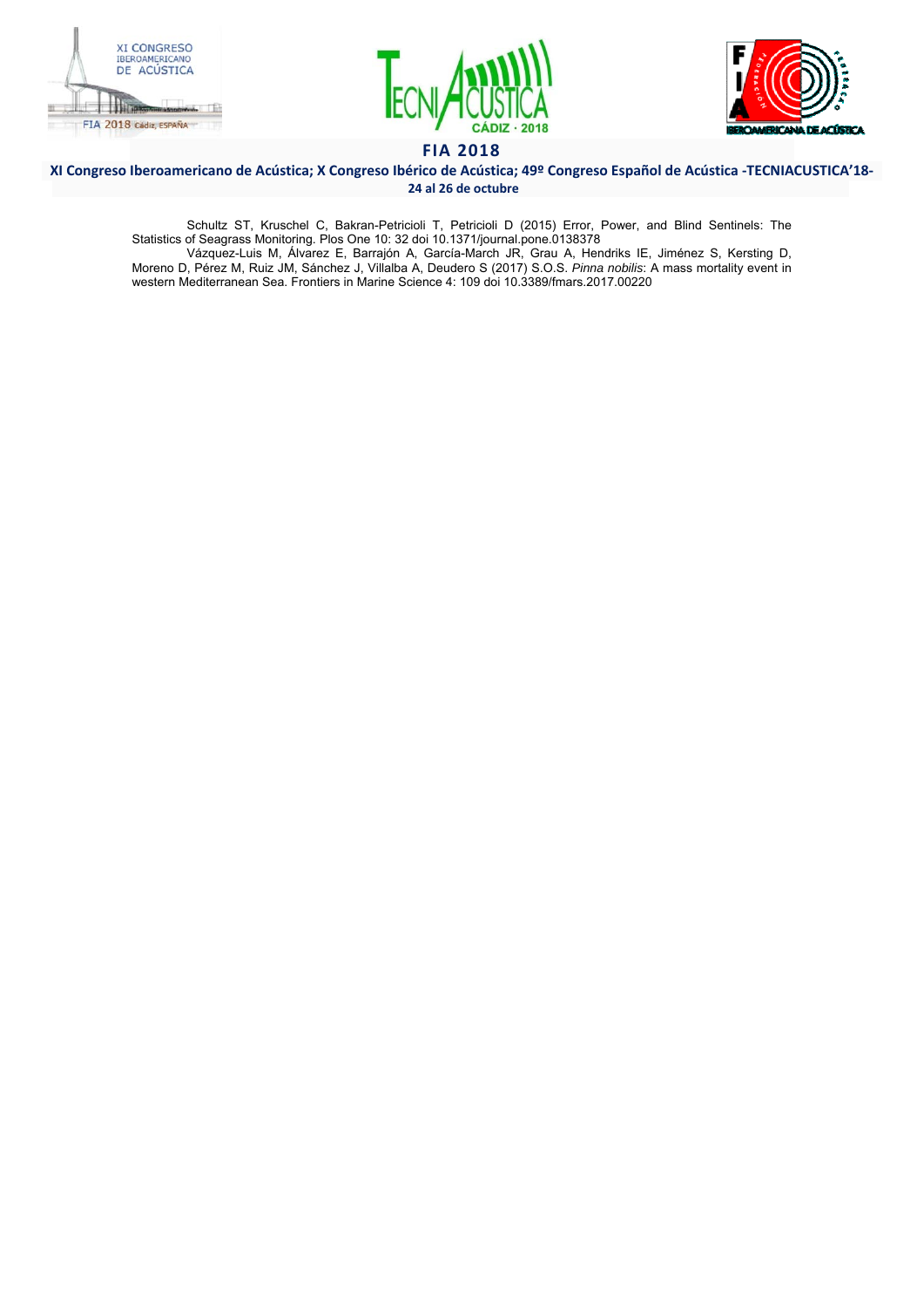Schultz ST, Kruschel C, Bakran-Petricioli T, Petricioli D (2015) Error, Power, and Blind Sentinels: The Statistics of Seagrass Monitoring. Plos One 10: 32 doi 10.1371/journal.pone.0138378

Vázquez-Luis M, Álvarez E, Barrajón A, García-March JR, Grau A, Hendriks IE, Jiménez S, Kersting D, Moreno D, Pérez M, Ruiz JM, Sánchez J, Villalba A, Deudero S (2017) S.O.S. *Pinna nobilis*: A mass mortality event in western Mediterranean Sea. Frontiers in Marine Science 4: 109 doi 10.3389/fmars.2017.00220